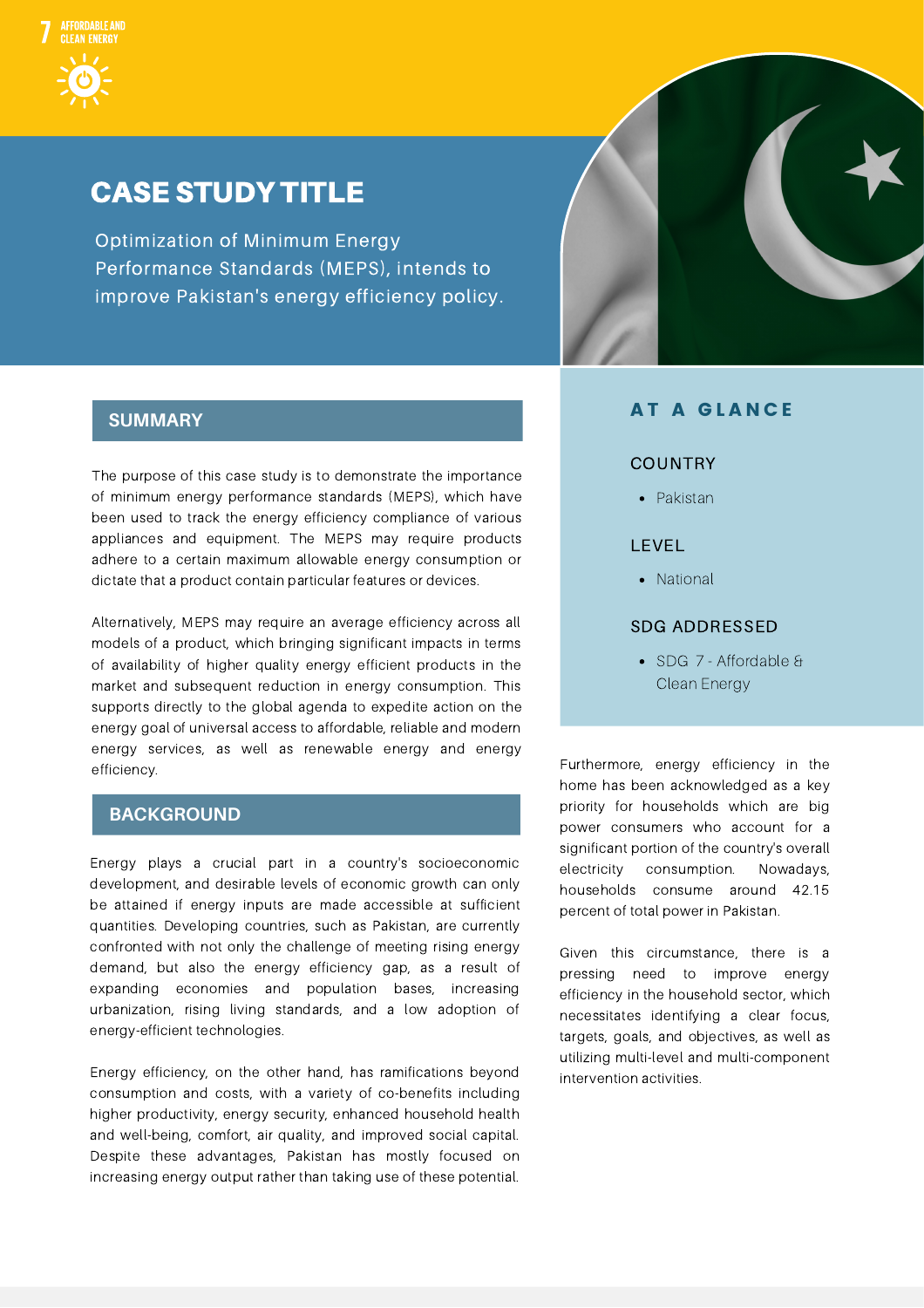7 AFFORDABLE AND CLEAN ENERGY

# CASE STUDY TITLE

Optimization of Minimum Energy Performance Standards (MEPS), intends to improve Pakistan's energy efficiency policy.

## AT A GLANCE

### COUNTRY

- Pakistan

### LEVEL

- National

### SDG ADDRESSED

- SDG 7 - Affordable & Clean Energy

## SUMMARY

The purpose of this case study is to demonstrate the importance of minimum energy performance standards (MEPS), which have been used to track the energy efficiency compliance of various appliances and equipment. The MEPS may require products adhere to a certain maximum allowable energy consumption or dictate that a product contain particular features or devices.

Alternatively, MEPS may require an average efficiency across all models of a product, which bringing significant impacts in terms of availability of higher quality energy efficient products in the market and subsequent reduction in energy consumption. This supports directly to the global agenda to expedite action on the energy goal of universal access to affordable, reliable and modern energy services, as well as renewable energy and energy efficiency.

## BACKGROUND

Energy plays a crucial part in a country's socioeconomic development, and desirable levels of economic growth can only be attained if energy inputs are made accessible at sufficient quantities. Developing countries, such as Pakistan, are currently confronted with not only the challenge of meeting rising energy demand, but also the energy efficiency gap, as a result of expanding economies and population bases, increasing urbanization, rising living standards, and a low adoption of energy-efficient technologies.

Energy efficiency, on the other hand, has ramifications beyond consumption and costs, with a variety of co-benefits including higher productivity, energy security, enhanced household health and well-being, comfort, air quality, and improved social capital. Despite these advantages, Pakistan has mostly focused on increasing energy output rather than taking use of these potential.

Furthermore, energy efficiency in the home has been acknowledged as a key priority for households which are big power consumers who account for a significant portion of the country's overall electricity consumption. Nowadays, households consume around 42.15 percent of total power in Pakistan.

Given this circumstance, there is a pressing need to improve energy efficiency in the household sector, which necessitates identifying a clear focus, targets, goals, and objectives, as well as utilizing multi-level and multi-component intervention activities.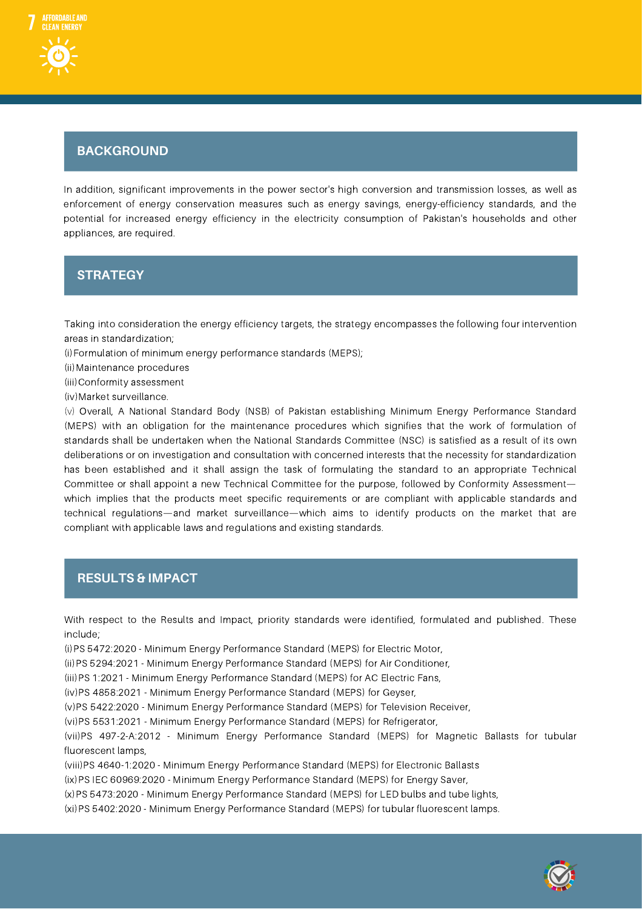## BACKGROUND

In addition, significant improvements in the power sector's high conversion and transmission losses, as well as enforcement of energy conservation measures such as energy savings, energy-efficiency standards, and the potential for increased energy efficiency in the electricity consumption of Pakistan's households and other appliances, are required.

## STRATEGY

Taking into consideration the energy efficiency targets, the strategy encompasses the following four intervention areas in standardization;

(i) Formulation of minimum energy performance standards (MEPS);
(ii) Maintenance procedures
(iii) Conformity assessment
(iv) Market surveillance.

(v) Overall, A National Standard Body (NSB) of Pakistan establishing Minimum Energy Performance Standard (MEPS) with an obligation for the maintenance procedures which signifies that the work of formulation of standards shall be undertaken when the National Standards Committee (NSC) is satisfied as a result of its own deliberations or on investigation and consultation with concerned interests that the necessity for standardization has been established and it shall assign the task of formulating the standard to an appropriate Technical Committee or shall appoint a new Technical Committee for the purpose, followed by Conformity Assessment—which implies that the products meet specific requirements or are compliant with applicable standards and technical regulations—and market surveillance—which aims to identify products on the market that are compliant with applicable laws and regulations and existing standards.

## RESULTS & IMPACT

With respect to the Results and Impact, priority standards were identified, formulated and published. These include;

(i) PS 5472:2020 - Minimum Energy Performance Standard (MEPS) for Electric Motor,
(ii) PS 5294:2021 - Minimum Energy Performance Standard (MEPS) for Air Conditioner,
(iii) PS 1:2021 - Minimum Energy Performance Standard (MEPS) for AC Electric Fans,
(iv) PS 4858:2021 - Minimum Energy Performance Standard (MEPS) for Geyser,
(v) PS 5422:2020 - Minimum Energy Performance Standard (MEPS) for Television Receiver,
(vi) PS 5531:2021 - Minimum Energy Performance Standard (MEPS) for Refrigerator,
(vii) PS 497-2-A:2012 - Minimum Energy Performance Standard (MEPS) for Magnetic Ballasts for tubular fluorescent lamps,
(viii) PS 4640-1:2020 - Minimum Energy Performance Standard (MEPS) for Electronic Ballasts
(ix) PS IEC 60969:2020 - Minimum Energy Performance Standard (MEPS) for Energy Saver,
(x) PS 5473:2020 - Minimum Energy Performance Standard (MEPS) for LED bulbs and tube lights,
(xi) PS 5402:2020 - Minimum Energy Performance Standard (MEPS) for tubular fluorescent lamps.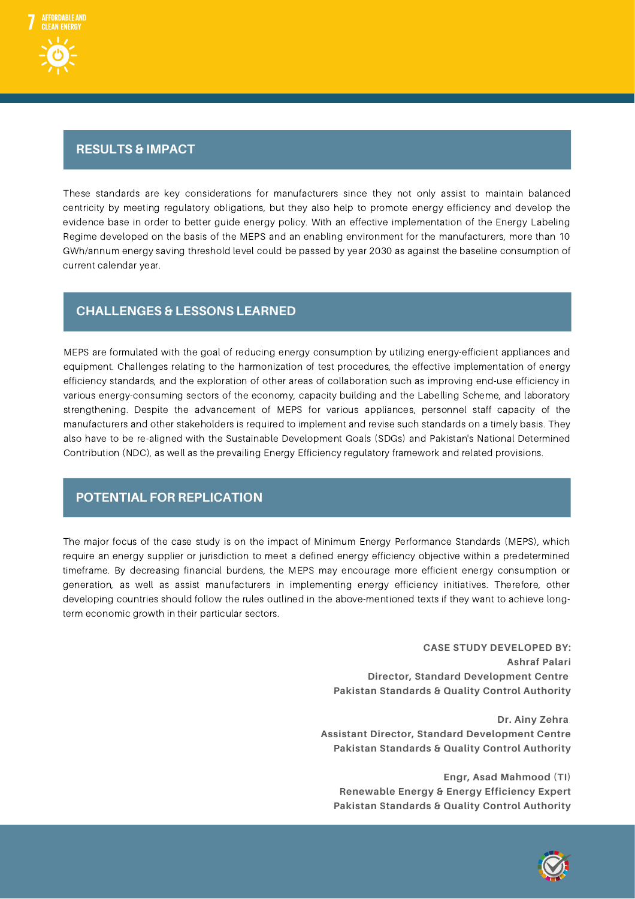## RESULTS & IMPACT

These standards are key considerations for manufacturers since they not only assist to maintain balanced centricity by meeting regulatory obligations, but they also help to promote energy efficiency and develop the evidence base in order to better guide energy policy. With an effective implementation of the Energy Labeling Regime developed on the basis of the MEPS and an enabling environment for the manufacturers, more than 10 GWh/annum energy saving threshold level could be passed by year 2030 as against the baseline consumption of current calendar year.

## CHALLENGES & LESSONS LEARNED

MEPS are formulated with the goal of reducing energy consumption by utilizing energy-efficient appliances and equipment. Challenges relating to the harmonization of test procedures, the effective implementation of energy efficiency standards, and the exploration of other areas of collaboration such as improving end-use efficiency in various energy-consuming sectors of the economy, capacity building and the Labelling Scheme, and laboratory strengthening. Despite the advancement of MEPS for various appliances, personnel staff capacity of the manufacturers and other stakeholders is required to implement and revise such standards on a timely basis. They also have to be re-aligned with the Sustainable Development Goals (SDGs) and Pakistan's National Determined Contribution (NDC), as well as the prevailing Energy Efficiency regulatory framework and related provisions.

## POTENTIAL FOR REPLICATION

The major focus of the case study is on the impact of Minimum Energy Performance Standards (MEPS), which require an energy supplier or jurisdiction to meet a defined energy efficiency objective within a predetermined timeframe. By decreasing financial burdens, the MEPS may encourage more efficient energy consumption or generation, as well as assist manufacturers in implementing energy efficiency initiatives. Therefore, other developing countries should follow the rules outlined in the above-mentioned texts if they want to achieve long-term economic growth in their particular sectors.

**CASE STUDY DEVELOPED BY:**
**Ashraf Palari**
**Director, Standard Development Centre**
**Pakistan Standards & Quality Control Authority**

**Dr. Ainy Zehra**
**Assistant Director, Standard Development Centre**
**Pakistan Standards & Quality Control Authority**

**Engr, Asad Mahmood (TI)**
**Renewable Energy & Energy Efficiency Expert**
**Pakistan Standards & Quality Control Authority**